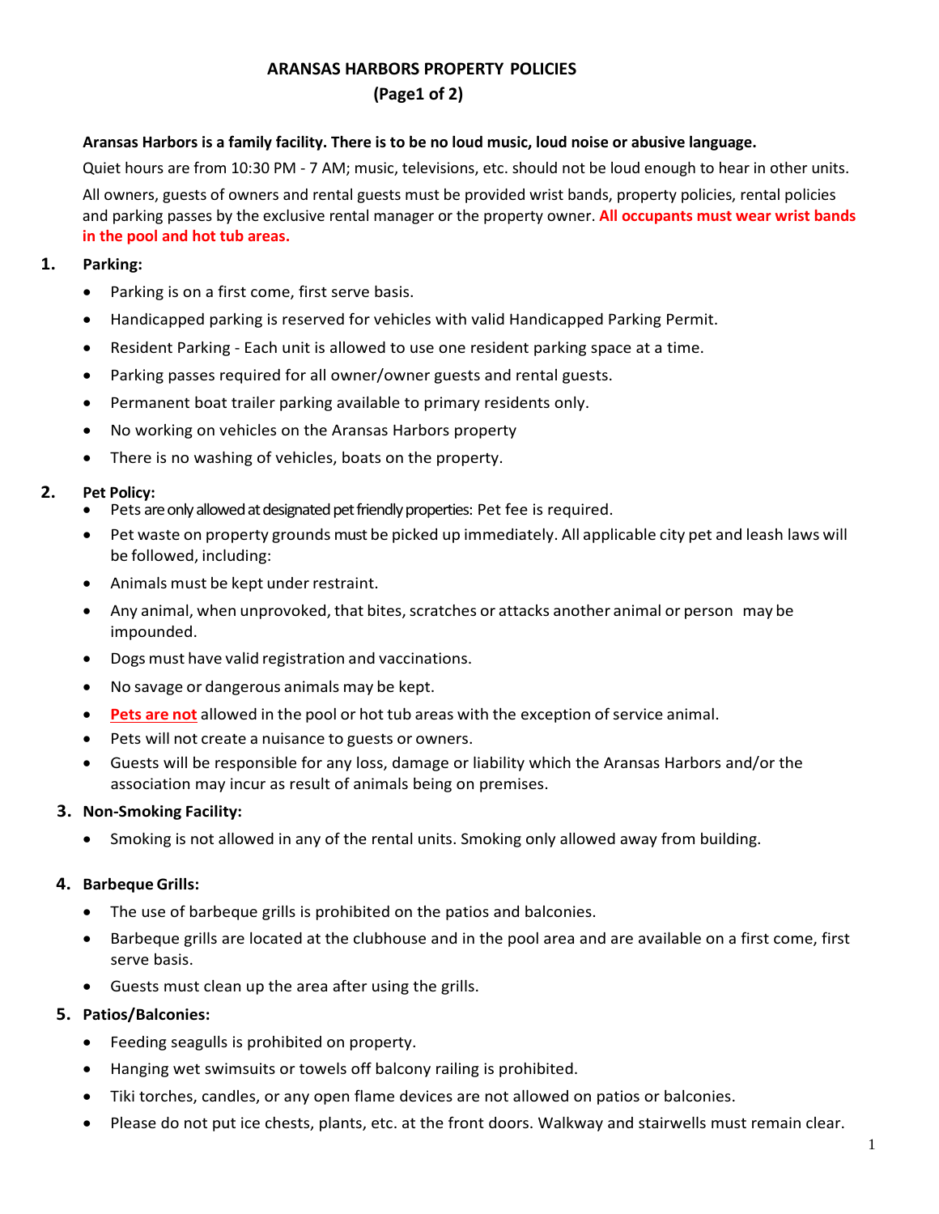# ARANSAS HARBORS PROPERTY POLICIES

**(Page1 of 2)**

**Aransas Harbors is a family facility. There is to be no loud music, loud noise or abusive language.**

Quiet hours are from 10:30 PM - 7 AM; music, televisions, etc. should not be loud enough to hear in other units.

All owners, guests of owners and rental guests must be provided wrist bands, property policies, rental policies and parking passes by the exclusive rental manager or the property owner. **All occupants must wear wrist bands in the pool and hot tub areas.**

## 1. Parking:

- Parking is on a first come, first serve basis.
- Handicapped parking is reserved for vehicles with valid Handicapped Parking Permit.
- Resident Parking - Each unit is allowed to use one resident parking space at a time.
- Parking passes required for all owner/owner guests and rental guests.
- Permanent boat trailer parking available to primary residents only.
- No working on vehicles on the Aransas Harbors property
- There is no washing of vehicles, boats on the property.

## 2. Pet Policy:

- Pets are only allowed at designated pet friendly properties: Pet fee is required.
- Pet waste on property grounds must be picked up immediately. All applicable city pet and leash laws will be followed, including:
- Animals must be kept under restraint.
- Any animal, when unprovoked, that bites, scratches or attacks another animal or person may be impounded.
- Dogs must have valid registration and vaccinations.
- No savage or dangerous animals may be kept.
- **Pets are not** allowed in the pool or hot tub areas with the exception of service animal.
- Pets will not create a nuisance to guests or owners.
- Guests will be responsible for any loss, damage or liability which the Aransas Harbors and/or the association may incur as result of animals being on premises.

## 3. Non-Smoking Facility:

- Smoking is not allowed in any of the rental units. Smoking only allowed away from building.

## 4. Barbeque Grills:

- The use of barbeque grills is prohibited on the patios and balconies.
- Barbeque grills are located at the clubhouse and in the pool area and are available on a first come, first serve basis.
- Guests must clean up the area after using the grills.

## 5. Patios/Balconies:

- Feeding seagulls is prohibited on property.
- Hanging wet swimsuits or towels off balcony railing is prohibited.
- Tiki torches, candles, or any open flame devices are not allowed on patios or balconies.
- Please do not put ice chests, plants, etc. at the front doors. Walkway and stairwells must remain clear.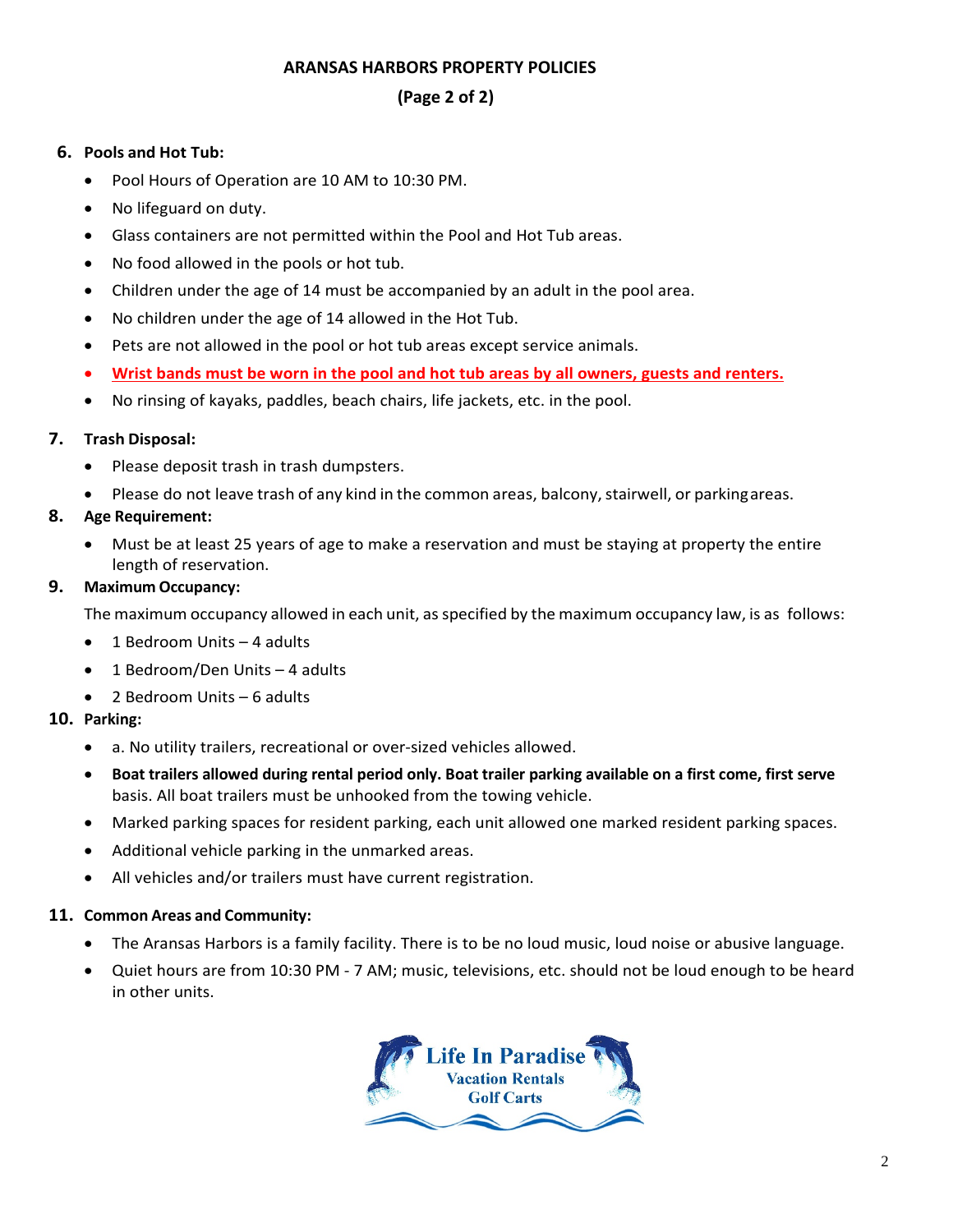**ARANSAS HARBORS PROPERTY POLICIES**

**(Page 2 of 2)**

6. **Pools and Hot Tub:**
   - Pool Hours of Operation are 10 AM to 10:30 PM.
   - No lifeguard on duty.
   - Glass containers are not permitted within the Pool and Hot Tub areas.
   - No food allowed in the pools or hot tub.
   - Children under the age of 14 must be accompanied by an adult in the pool area.
   - No children under the age of 14 allowed in the Hot Tub.
   - Pets are not allowed in the pool or hot tub areas except service animals.
   - **Wrist bands must be worn in the pool and hot tub areas by all owners, guests and renters.**
   - No rinsing of kayaks, paddles, beach chairs, life jackets, etc. in the pool.

7. **Trash Disposal:**
   - Please deposit trash in trash dumpsters.
   - Please do not leave trash of any kind in the common areas, balcony, stairwell, or parking areas.

8. **Age Requirement:**
   - Must be at least 25 years of age to make a reservation and must be staying at property the entire length of reservation.

9. **Maximum Occupancy:**

   The maximum occupancy allowed in each unit, as specified by the maximum occupancy law, is as follows:
   - 1 Bedroom Units – 4 adults
   - 1 Bedroom/Den Units – 4 adults
   - 2 Bedroom Units – 6 adults

10. **Parking:**
    - a. No utility trailers, recreational or over-sized vehicles allowed.
    - **Boat trailers allowed during rental period only. Boat trailer parking available on a first come, first serve** basis. All boat trailers must be unhooked from the towing vehicle.
    - Marked parking spaces for resident parking, each unit allowed one marked resident parking spaces.
    - Additional vehicle parking in the unmarked areas.
    - All vehicles and/or trailers must have current registration.

11. **Common Areas and Community:**
    - The Aransas Harbors is a family facility. There is to be no loud music, loud noise or abusive language.
    - Quiet hours are from 10:30 PM - 7 AM; music, televisions, etc. should not be loud enough to be heard in other units.

Life In Paradise
Vacation Rentals
Golf Carts